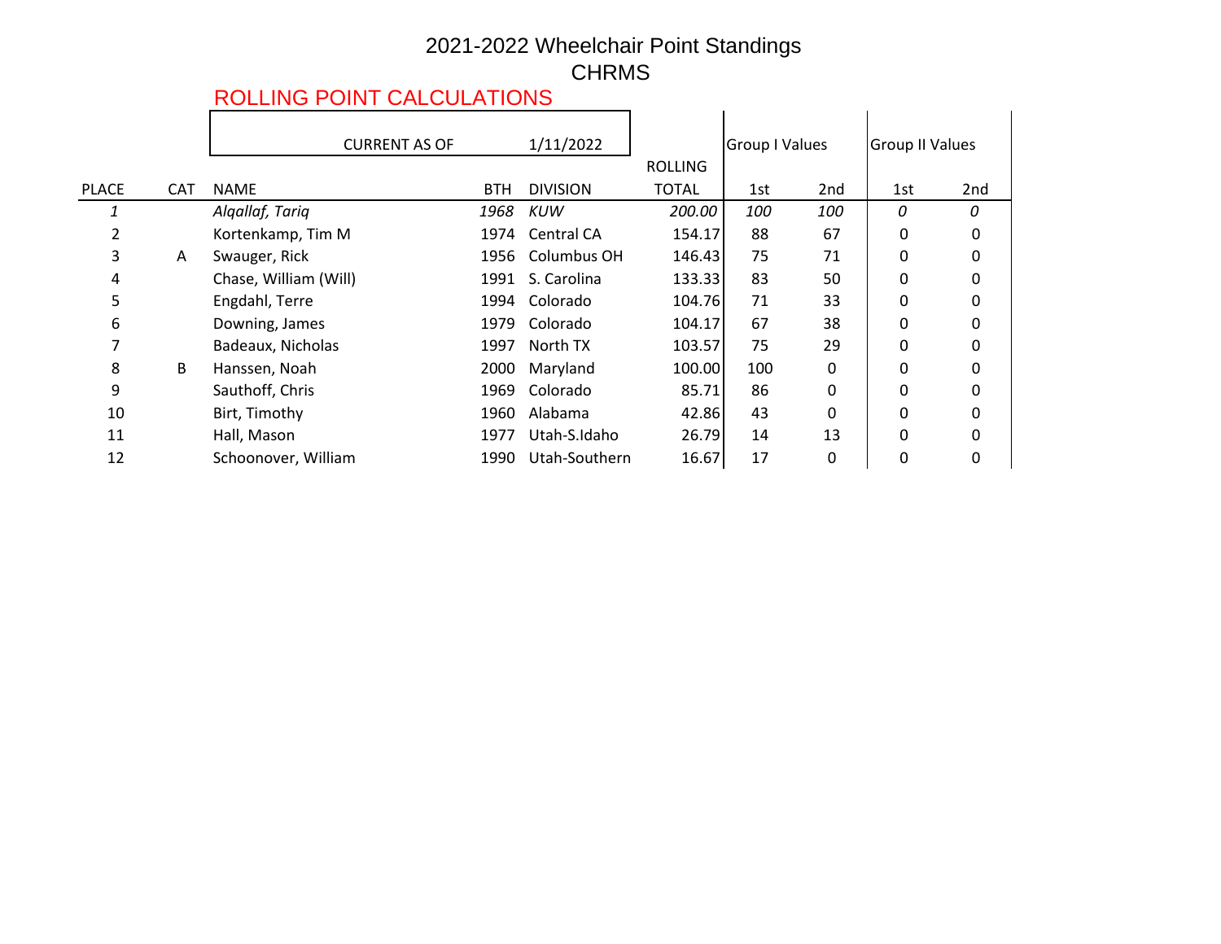# 2021-2022 Wheelchair Point Standings

## CHRMS

ROLLING POINT CALCULATIONS

| PLACE | CAT | NAME | BTH | DIVISION | ROLLING TOTAL | Group I Values | | Group II Values | |
|---|---|---|---|---|---|---|---|---|---|
| | | CURRENT AS OF 1/11/2022 | | | | 1st | 2nd | 1st | 2nd |
| *1* | | *Alqallaf, Tariq* | *1968* | *KUW* | *200.00* | *100* | *100* | *0* | *0* |
| 2 | | Kortenkamp, Tim M | 1974 | Central CA | 154.17 | 88 | 67 | 0 | 0 |
| 3 | A | Swauger, Rick | 1956 | Columbus OH | 146.43 | 75 | 71 | 0 | 0 |
| 4 | | Chase, William (Will) | 1991 | S. Carolina | 133.33 | 83 | 50 | 0 | 0 |
| 5 | | Engdahl, Terre | 1994 | Colorado | 104.76 | 71 | 33 | 0 | 0 |
| 6 | | Downing, James | 1979 | Colorado | 104.17 | 67 | 38 | 0 | 0 |
| 7 | | Badeaux, Nicholas | 1997 | North TX | 103.57 | 75 | 29 | 0 | 0 |
| 8 | B | Hanssen, Noah | 2000 | Maryland | 100.00 | 100 | 0 | 0 | 0 |
| 9 | | Sauthoff, Chris | 1969 | Colorado | 85.71 | 86 | 0 | 0 | 0 |
| 10 | | Birt, Timothy | 1960 | Alabama | 42.86 | 43 | 0 | 0 | 0 |
| 11 | | Hall, Mason | 1977 | Utah-S.Idaho | 26.79 | 14 | 13 | 0 | 0 |
| 12 | | Schoonover, William | 1990 | Utah-Southern | 16.67 | 17 | 0 | 0 | 0 |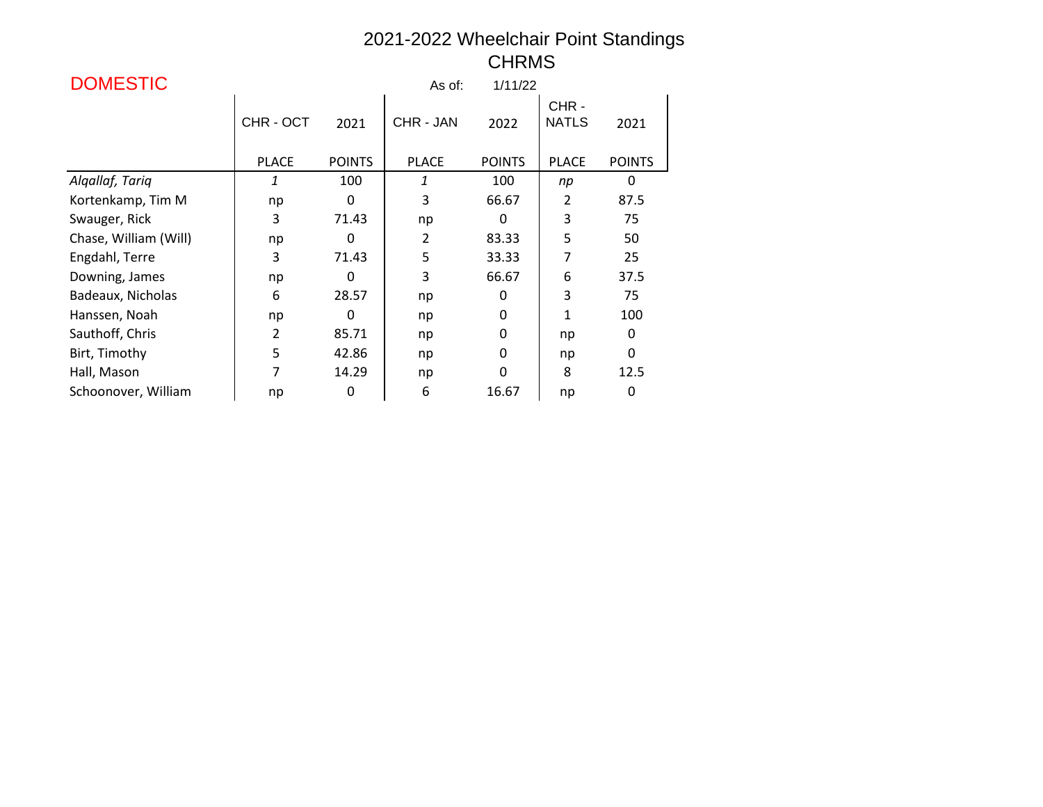# 2021-2022 Wheelchair Point Standings
## CHRMS

DOMESTIC

As of: 1/11/22

| | CHR - OCT PLACE | 2021 POINTS | CHR - JAN PLACE | 2022 POINTS | CHR - NATLS PLACE | 2021 POINTS |
|---|---|---|---|---|---|---|
| *Alqallaf, Tariq* | *1* | 100 | *1* | 100 | *np* | 0 |
| Kortenkamp, Tim M | np | 0 | 3 | 66.67 | 2 | 87.5 |
| Swauger, Rick | 3 | 71.43 | np | 0 | 3 | 75 |
| Chase, William (Will) | np | 0 | 2 | 83.33 | 5 | 50 |
| Engdahl, Terre | 3 | 71.43 | 5 | 33.33 | 7 | 25 |
| Downing, James | np | 0 | 3 | 66.67 | 6 | 37.5 |
| Badeaux, Nicholas | 6 | 28.57 | np | 0 | 3 | 75 |
| Hanssen, Noah | np | 0 | np | 0 | 1 | 100 |
| Sauthoff, Chris | 2 | 85.71 | np | 0 | np | 0 |
| Birt, Timothy | 5 | 42.86 | np | 0 | np | 0 |
| Hall, Mason | 7 | 14.29 | np | 0 | 8 | 12.5 |
| Schoonover, William | np | 0 | 6 | 16.67 | np | 0 |